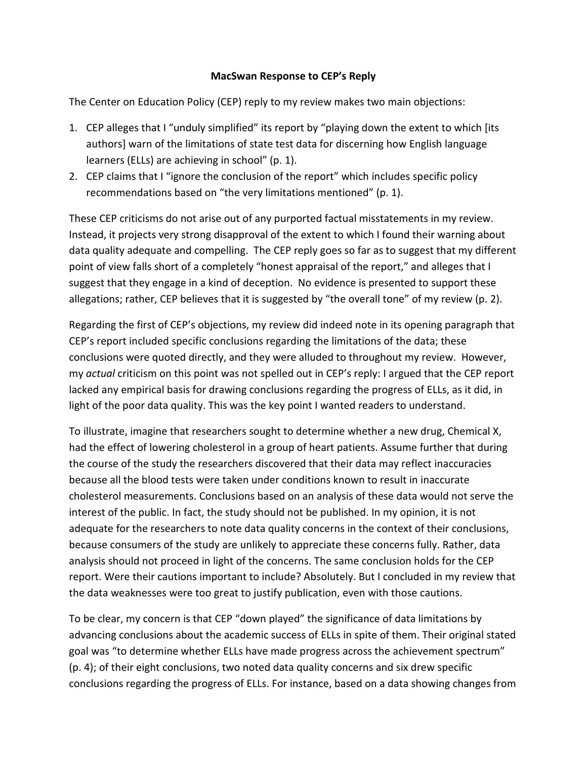**MacSwan Response to CEP's Reply**

The Center on Education Policy (CEP) reply to my review makes two main objections:

1. CEP alleges that I "unduly simplified" its report by "playing down the extent to which [its authors] warn of the limitations of state test data for discerning how English language learners (ELLs) are achieving in school" (p. 1).
2. CEP claims that I "ignore the conclusion of the report" which includes specific policy recommendations based on "the very limitations mentioned" (p. 1).

These CEP criticisms do not arise out of any purported factual misstatements in my review. Instead, it projects very strong disapproval of the extent to which I found their warning about data quality adequate and compelling. The CEP reply goes so far as to suggest that my different point of view falls short of a completely "honest appraisal of the report," and alleges that I suggest that they engage in a kind of deception. No evidence is presented to support these allegations; rather, CEP believes that it is suggested by "the overall tone" of my review (p. 2).

Regarding the first of CEP's objections, my review did indeed note in its opening paragraph that CEP's report included specific conclusions regarding the limitations of the data; these conclusions were quoted directly, and they were alluded to throughout my review. However, my *actual* criticism on this point was not spelled out in CEP's reply: I argued that the CEP report lacked any empirical basis for drawing conclusions regarding the progress of ELLs, as it did, in light of the poor data quality. This was the key point I wanted readers to understand.

To illustrate, imagine that researchers sought to determine whether a new drug, Chemical X, had the effect of lowering cholesterol in a group of heart patients. Assume further that during the course of the study the researchers discovered that their data may reflect inaccuracies because all the blood tests were taken under conditions known to result in inaccurate cholesterol measurements. Conclusions based on an analysis of these data would not serve the interest of the public. In fact, the study should not be published. In my opinion, it is not adequate for the researchers to note data quality concerns in the context of their conclusions, because consumers of the study are unlikely to appreciate these concerns fully. Rather, data analysis should not proceed in light of the concerns. The same conclusion holds for the CEP report. Were their cautions important to include? Absolutely. But I concluded in my review that the data weaknesses were too great to justify publication, even with those cautions.

To be clear, my concern is that CEP "down played" the significance of data limitations by advancing conclusions about the academic success of ELLs in spite of them. Their original stated goal was "to determine whether ELLs have made progress across the achievement spectrum" (p. 4); of their eight conclusions, two noted data quality concerns and six drew specific conclusions regarding the progress of ELLs. For instance, based on a data showing changes from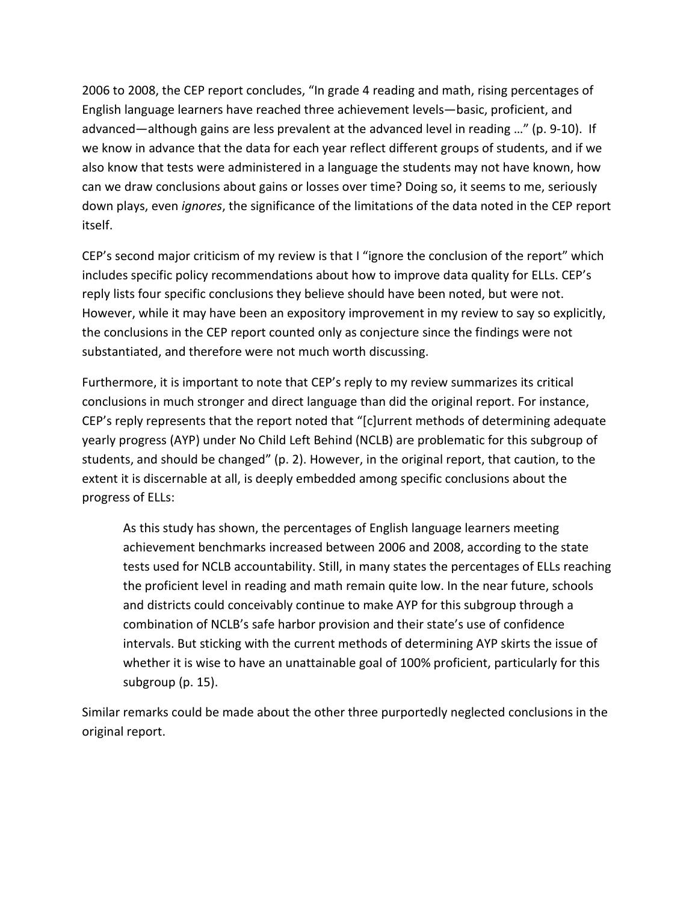2006 to 2008, the CEP report concludes, "In grade 4 reading and math, rising percentages of English language learners have reached three achievement levels—basic, proficient, and advanced—although gains are less prevalent at the advanced level in reading …" (p. 9-10). If we know in advance that the data for each year reflect different groups of students, and if we also know that tests were administered in a language the students may not have known, how can we draw conclusions about gains or losses over time? Doing so, it seems to me, seriously down plays, even *ignores*, the significance of the limitations of the data noted in the CEP report itself.

CEP's second major criticism of my review is that I "ignore the conclusion of the report" which includes specific policy recommendations about how to improve data quality for ELLs. CEP's reply lists four specific conclusions they believe should have been noted, but were not. However, while it may have been an expository improvement in my review to say so explicitly, the conclusions in the CEP report counted only as conjecture since the findings were not substantiated, and therefore were not much worth discussing.

Furthermore, it is important to note that CEP's reply to my review summarizes its critical conclusions in much stronger and direct language than did the original report. For instance, CEP's reply represents that the report noted that "[c]urrent methods of determining adequate yearly progress (AYP) under No Child Left Behind (NCLB) are problematic for this subgroup of students, and should be changed" (p. 2). However, in the original report, that caution, to the extent it is discernable at all, is deeply embedded among specific conclusions about the progress of ELLs:

> As this study has shown, the percentages of English language learners meeting achievement benchmarks increased between 2006 and 2008, according to the state tests used for NCLB accountability. Still, in many states the percentages of ELLs reaching the proficient level in reading and math remain quite low. In the near future, schools and districts could conceivably continue to make AYP for this subgroup through a combination of NCLB's safe harbor provision and their state's use of confidence intervals. But sticking with the current methods of determining AYP skirts the issue of whether it is wise to have an unattainable goal of 100% proficient, particularly for this subgroup (p. 15).

Similar remarks could be made about the other three purportedly neglected conclusions in the original report.